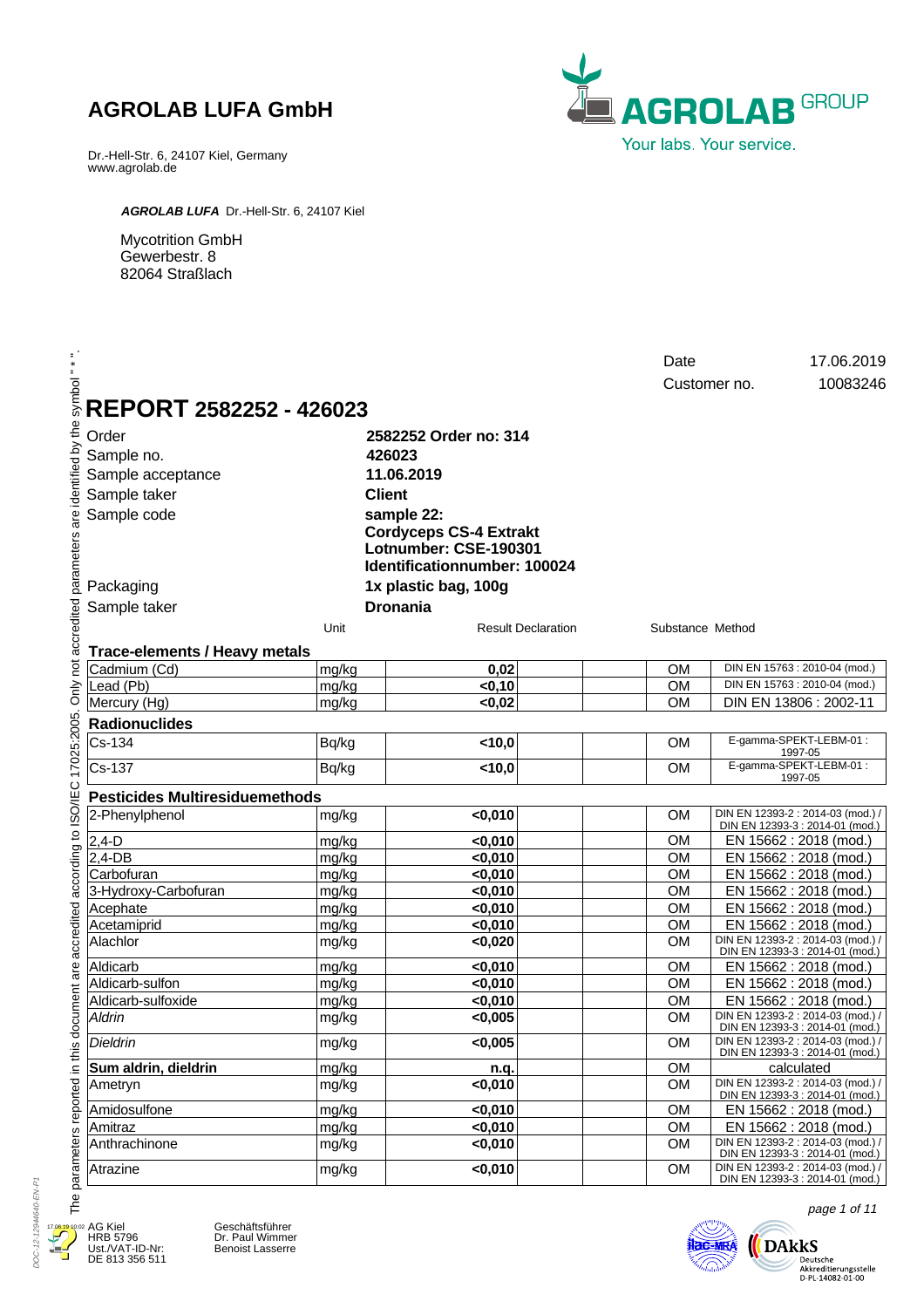# AGROLAB LUFA GmbH

Dr.-Hell-Str. 6, 24107 Kiel, Germany
www.agrolab.de

AGROLAB GROUP
Your labs. Your service.

***AGROLAB LUFA*** Dr.-Hell-Str. 6, 24107 Kiel

Mycotrition GmbH
Gewerbestr. 8
82064 Straßlach

Date 17.06.2019
Customer no. 10083246

# REPORT 2582252 - 426023

| | |
|---|---|
| Order | **2582252 Order no: 314** |
| Sample no. | **426023** |
| Sample acceptance | **11.06.2019** |
| Sample taker | **Client** |
| Sample code | **sample 22: Cordyceps CS-4 Extrakt Lotnumber: CSE-190301 Identificationnumber: 100024** |
| Packaging | **1x plastic bag, 100g** |
| Sample taker | **Dronania** |

| | Unit | Result | Declaration | Substance | Method |
|---|---|---|---|---|---|
| **Trace-elements / Heavy metals** | | | | | |
| Cadmium (Cd) | mg/kg | 0,02 | | OM | DIN EN 15763 : 2010-04 (mod.) |
| Lead (Pb) | mg/kg | <0,10 | | OM | DIN EN 15763 : 2010-04 (mod.) |
| Mercury (Hg) | mg/kg | <0,02 | | OM | DIN EN 13806 : 2002-11 |
| **Radionuclides** | | | | | |
| Cs-134 | Bq/kg | <10,0 | | OM | E-gamma-SPEKT-LEBM-01 : 1997-05 |
| Cs-137 | Bq/kg | <10,0 | | OM | E-gamma-SPEKT-LEBM-01 : 1997-05 |
| **Pesticides Multiresiduemethods** | | | | | |
| 2-Phenylphenol | mg/kg | <0,010 | | OM | DIN EN 12393-2 : 2014-03 (mod.) / DIN EN 12393-3 : 2014-01 (mod.) |
| 2,4-D | mg/kg | <0,010 | | OM | EN 15662 : 2018 (mod.) |
| 2,4-DB | mg/kg | <0,010 | | OM | EN 15662 : 2018 (mod.) |
| Carbofuran | mg/kg | <0,010 | | OM | EN 15662 : 2018 (mod.) |
| 3-Hydroxy-Carbofuran | mg/kg | <0,010 | | OM | EN 15662 : 2018 (mod.) |
| Acephate | mg/kg | <0,010 | | OM | EN 15662 : 2018 (mod.) |
| Acetamiprid | mg/kg | <0,010 | | OM | EN 15662 : 2018 (mod.) |
| Alachlor | mg/kg | <0,020 | | OM | DIN EN 12393-2 : 2014-03 (mod.) / DIN EN 12393-3 : 2014-01 (mod.) |
| Aldicarb | mg/kg | <0,010 | | OM | EN 15662 : 2018 (mod.) |
| Aldicarb-sulfon | mg/kg | <0,010 | | OM | EN 15662 : 2018 (mod.) |
| Aldicarb-sulfoxide | mg/kg | <0,010 | | OM | EN 15662 : 2018 (mod.) |
| *Aldrin* | mg/kg | <0,005 | | OM | DIN EN 12393-2 : 2014-03 (mod.) / DIN EN 12393-3 : 2014-01 (mod.) |
| *Dieldrin* | mg/kg | <0,005 | | OM | DIN EN 12393-2 : 2014-03 (mod.) / DIN EN 12393-3 : 2014-01 (mod.) |
| **Sum aldrin, dieldrin** | mg/kg | n.q. | | OM | calculated |
| Ametryn | mg/kg | <0,010 | | OM | DIN EN 12393-2 : 2014-03 (mod.) / DIN EN 12393-3 : 2014-01 (mod.) |
| Amidosulfone | mg/kg | <0,010 | | OM | EN 15662 : 2018 (mod.) |
| Amitraz | mg/kg | <0,010 | | OM | EN 15662 : 2018 (mod.) |
| Anthrachinone | mg/kg | <0,010 | | OM | DIN EN 12393-2 : 2014-03 (mod.) / DIN EN 12393-3 : 2014-01 (mod.) |
| Atrazine | mg/kg | <0,010 | | OM | DIN EN 12393-2 : 2014-03 (mod.) / DIN EN 12393-3 : 2014-01 (mod.) |

The parameters reported in this document are accredited according to ISO/IEC 17025:2005. Only not accredited parameters are identified by the symbol " * ".

AG Kiel
HRB 5796
Ust./VAT-ID-Nr:
DE 813 356 511

Geschäftsführer
Dr. Paul Wimmer
Benoist Lasserre

DAkkS Deutsche Akkreditierungsstelle D-PL-14082-01-00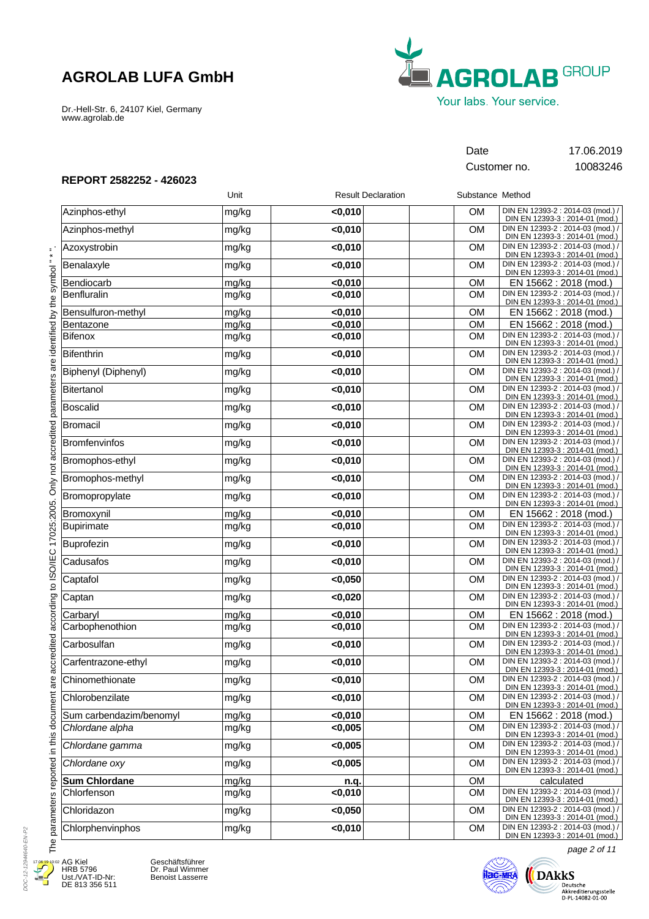# AGROLAB LUFA GmbH

Dr.-Hell-Str. 6, 24107 Kiel, Germany
www.agrolab.de

Date 17.06.2019
Customer no. 10083246

## REPORT 2582252 - 426023

| | Unit | Result | Declaration | | Substance | Method |
|---|---|---|---|---|---|---|
| Azinphos-ethyl | mg/kg | <0,010 | | | OM | DIN EN 12393-2 : 2014-03 (mod.) / DIN EN 12393-3 : 2014-01 (mod.) |
| Azinphos-methyl | mg/kg | <0,010 | | | OM | DIN EN 12393-2 : 2014-03 (mod.) / DIN EN 12393-3 : 2014-01 (mod.) |
| Azoxystrobin | mg/kg | <0,010 | | | OM | DIN EN 12393-2 : 2014-03 (mod.) / DIN EN 12393-3 : 2014-01 (mod.) |
| Benalaxyle | mg/kg | <0,010 | | | OM | DIN EN 12393-2 : 2014-03 (mod.) / DIN EN 12393-3 : 2014-01 (mod.) |
| Bendiocarb | mg/kg | <0,010 | | | OM | EN 15662 : 2018 (mod.) |
| Benfluralin | mg/kg | <0,010 | | | OM | DIN EN 12393-2 : 2014-03 (mod.) / DIN EN 12393-3 : 2014-01 (mod.) |
| Bensulfuron-methyl | mg/kg | <0,010 | | | OM | EN 15662 : 2018 (mod.) |
| Bentazone | mg/kg | <0,010 | | | OM | EN 15662 : 2018 (mod.) |
| Bifenox | mg/kg | <0,010 | | | OM | DIN EN 12393-2 : 2014-03 (mod.) / DIN EN 12393-3 : 2014-01 (mod.) |
| Bifenthrin | mg/kg | <0,010 | | | OM | DIN EN 12393-2 : 2014-03 (mod.) / DIN EN 12393-3 : 2014-01 (mod.) |
| Biphenyl (Diphenyl) | mg/kg | <0,010 | | | OM | DIN EN 12393-2 : 2014-03 (mod.) / DIN EN 12393-3 : 2014-01 (mod.) |
| Bitertanol | mg/kg | <0,010 | | | OM | DIN EN 12393-2 : 2014-03 (mod.) / DIN EN 12393-3 : 2014-01 (mod.) |
| Boscalid | mg/kg | <0,010 | | | OM | DIN EN 12393-2 : 2014-03 (mod.) / DIN EN 12393-3 : 2014-01 (mod.) |
| Bromacil | mg/kg | <0,010 | | | OM | DIN EN 12393-2 : 2014-03 (mod.) / DIN EN 12393-3 : 2014-01 (mod.) |
| Bromfenvinfos | mg/kg | <0,010 | | | OM | DIN EN 12393-2 : 2014-03 (mod.) / DIN EN 12393-3 : 2014-01 (mod.) |
| Bromophos-ethyl | mg/kg | <0,010 | | | OM | DIN EN 12393-2 : 2014-03 (mod.) / DIN EN 12393-3 : 2014-01 (mod.) |
| Bromophos-methyl | mg/kg | <0,010 | | | OM | DIN EN 12393-2 : 2014-03 (mod.) / DIN EN 12393-3 : 2014-01 (mod.) |
| Bromopropylate | mg/kg | <0,010 | | | OM | DIN EN 12393-2 : 2014-03 (mod.) / DIN EN 12393-3 : 2014-01 (mod.) |
| Bromoxynil | mg/kg | <0,010 | | | OM | EN 15662 : 2018 (mod.) |
| Bupirimate | mg/kg | <0,010 | | | OM | DIN EN 12393-2 : 2014-03 (mod.) / DIN EN 12393-3 : 2014-01 (mod.) |
| Buprofezin | mg/kg | <0,010 | | | OM | DIN EN 12393-2 : 2014-03 (mod.) / DIN EN 12393-3 : 2014-01 (mod.) |
| Cadusafos | mg/kg | <0,010 | | | OM | DIN EN 12393-2 : 2014-03 (mod.) / DIN EN 12393-3 : 2014-01 (mod.) |
| Captafol | mg/kg | <0,050 | | | OM | DIN EN 12393-2 : 2014-03 (mod.) / DIN EN 12393-3 : 2014-01 (mod.) |
| Captan | mg/kg | <0,020 | | | OM | DIN EN 12393-2 : 2014-03 (mod.) / DIN EN 12393-3 : 2014-01 (mod.) |
| Carbaryl | mg/kg | <0,010 | | | OM | EN 15662 : 2018 (mod.) |
| Carbophenothion | mg/kg | <0,010 | | | OM | DIN EN 12393-2 : 2014-03 (mod.) / DIN EN 12393-3 : 2014-01 (mod.) |
| Carbosulfan | mg/kg | <0,010 | | | OM | DIN EN 12393-2 : 2014-03 (mod.) / DIN EN 12393-3 : 2014-01 (mod.) |
| Carfentrazone-ethyl | mg/kg | <0,010 | | | OM | DIN EN 12393-2 : 2014-03 (mod.) / DIN EN 12393-3 : 2014-01 (mod.) |
| Chinomethionate | mg/kg | <0,010 | | | OM | DIN EN 12393-2 : 2014-03 (mod.) / DIN EN 12393-3 : 2014-01 (mod.) |
| Chlorobenzilate | mg/kg | <0,010 | | | OM | DIN EN 12393-2 : 2014-03 (mod.) / DIN EN 12393-3 : 2014-01 (mod.) |
| Sum carbendazim/benomyl | mg/kg | <0,010 | | | OM | EN 15662 : 2018 (mod.) |
| *Chlordane alpha* | mg/kg | <0,005 | | | OM | DIN EN 12393-2 : 2014-03 (mod.) / DIN EN 12393-3 : 2014-01 (mod.) |
| *Chlordane gamma* | mg/kg | <0,005 | | | OM | DIN EN 12393-2 : 2014-03 (mod.) / DIN EN 12393-3 : 2014-01 (mod.) |
| *Chlordane oxy* | mg/kg | <0,005 | | | OM | DIN EN 12393-2 : 2014-03 (mod.) / DIN EN 12393-3 : 2014-01 (mod.) |
| **Sum Chlordane** | mg/kg | n.q. | | | OM | calculated |
| Chlorfenson | mg/kg | <0,010 | | | OM | DIN EN 12393-2 : 2014-03 (mod.) / DIN EN 12393-3 : 2014-01 (mod.) |
| Chloridazon | mg/kg | <0,050 | | | OM | DIN EN 12393-2 : 2014-03 (mod.) / DIN EN 12393-3 : 2014-01 (mod.) |
| Chlorphenvinphos | mg/kg | <0,010 | | | OM | DIN EN 12393-2 : 2014-03 (mod.) / DIN EN 12393-3 : 2014-01 (mod.) |

The parameters reported in this document are accredited according to ISO/IEC 17025:2005. Only not accredited parameters are identified by the symbol " * ".

AG Kiel
HRB 5796
Ust./VAT-ID-Nr:
DE 813 356 511

Geschäftsführer
Dr. Paul Wimmer
Benoist Lasserre

DAkkS Deutsche Akkreditierungsstelle D-PL-14082-01-00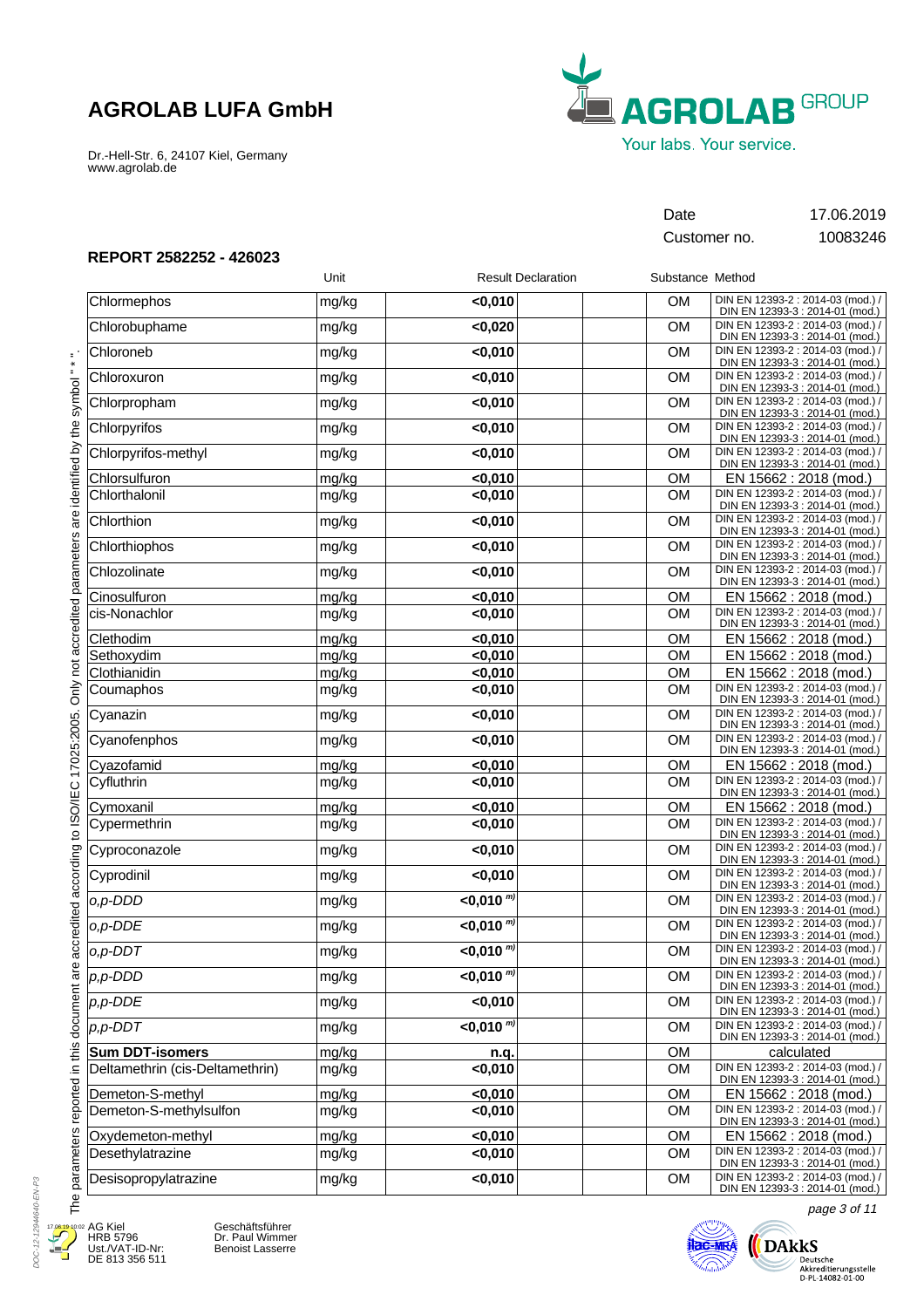**AGROLAB LUFA GmbH**

Dr.-Hell-Str. 6, 24107 Kiel, Germany
www.agrolab.de

| | |
|---|---|
| Date | 17.06.2019 |
| Customer no. | 10083246 |

## REPORT 2582252 - 426023

| | Unit | Result | Declaration | Substance | Method |
|---|---|---|---|---|---|
| Chlormephos | mg/kg | **<0,010** | | OM | DIN EN 12393-2 : 2014-03 (mod.) / DIN EN 12393-3 : 2014-01 (mod.) |
| Chlorbuphame | mg/kg | **<0,020** | | OM | DIN EN 12393-2 : 2014-03 (mod.) / DIN EN 12393-3 : 2014-01 (mod.) |
| Chloroneb | mg/kg | **<0,010** | | OM | DIN EN 12393-2 : 2014-03 (mod.) / DIN EN 12393-3 : 2014-01 (mod.) |
| Chloroxuron | mg/kg | **<0,010** | | OM | DIN EN 12393-2 : 2014-03 (mod.) / DIN EN 12393-3 : 2014-01 (mod.) |
| Chlorpropham | mg/kg | **<0,010** | | OM | DIN EN 12393-2 : 2014-03 (mod.) / DIN EN 12393-3 : 2014-01 (mod.) |
| Chlorpyrifos | mg/kg | **<0,010** | | OM | DIN EN 12393-2 : 2014-03 (mod.) / DIN EN 12393-3 : 2014-01 (mod.) |
| Chlorpyrifos-methyl | mg/kg | **<0,010** | | OM | DIN EN 12393-2 : 2014-03 (mod.) / DIN EN 12393-3 : 2014-01 (mod.) |
| Chlorsulfuron | mg/kg | **<0,010** | | OM | EN 15662 : 2018 (mod.) |
| Chlorthalonil | mg/kg | **<0,010** | | OM | DIN EN 12393-2 : 2014-03 (mod.) / DIN EN 12393-3 : 2014-01 (mod.) |
| Chlorthion | mg/kg | **<0,010** | | OM | DIN EN 12393-2 : 2014-03 (mod.) / DIN EN 12393-3 : 2014-01 (mod.) |
| Chlorthiophos | mg/kg | **<0,010** | | OM | DIN EN 12393-2 : 2014-03 (mod.) / DIN EN 12393-3 : 2014-01 (mod.) |
| Chlozolinate | mg/kg | **<0,010** | | OM | DIN EN 12393-2 : 2014-03 (mod.) / DIN EN 12393-3 : 2014-01 (mod.) |
| Cinosulfuron | mg/kg | **<0,010** | | OM | EN 15662 : 2018 (mod.) |
| cis-Nonachlor | mg/kg | **<0,010** | | OM | DIN EN 12393-2 : 2014-03 (mod.) / DIN EN 12393-3 : 2014-01 (mod.) |
| Clethodim | mg/kg | **<0,010** | | OM | EN 15662 : 2018 (mod.) |
| Sethoxydim | mg/kg | **<0,010** | | OM | EN 15662 : 2018 (mod.) |
| Clothianidin | mg/kg | **<0,010** | | OM | EN 15662 : 2018 (mod.) |
| Coumaphos | mg/kg | **<0,010** | | OM | DIN EN 12393-2 : 2014-03 (mod.) / DIN EN 12393-3 : 2014-01 (mod.) |
| Cyanazin | mg/kg | **<0,010** | | OM | DIN EN 12393-2 : 2014-03 (mod.) / DIN EN 12393-3 : 2014-01 (mod.) |
| Cyanofenphos | mg/kg | **<0,010** | | OM | DIN EN 12393-2 : 2014-03 (mod.) / DIN EN 12393-3 : 2014-01 (mod.) |
| Cyazofamid | mg/kg | **<0,010** | | OM | EN 15662 : 2018 (mod.) |
| Cyfluthrin | mg/kg | **<0,010** | | OM | DIN EN 12393-2 : 2014-03 (mod.) / DIN EN 12393-3 : 2014-01 (mod.) |
| Cymoxanil | mg/kg | **<0,010** | | OM | EN 15662 : 2018 (mod.) |
| Cypermethrin | mg/kg | **<0,010** | | OM | DIN EN 12393-2 : 2014-03 (mod.) / DIN EN 12393-3 : 2014-01 (mod.) |
| Cyproconazole | mg/kg | **<0,010** | | OM | DIN EN 12393-2 : 2014-03 (mod.) / DIN EN 12393-3 : 2014-01 (mod.) |
| Cyprodinil | mg/kg | **<0,010** | | OM | DIN EN 12393-2 : 2014-03 (mod.) / DIN EN 12393-3 : 2014-01 (mod.) |
| *o,p-DDD* | mg/kg | **<0,010** m) | | OM | DIN EN 12393-2 : 2014-03 (mod.) / DIN EN 12393-3 : 2014-01 (mod.) |
| *o,p-DDE* | mg/kg | **<0,010** m) | | OM | DIN EN 12393-2 : 2014-03 (mod.) / DIN EN 12393-3 : 2014-01 (mod.) |
| *o,p-DDT* | mg/kg | **<0,010** m) | | OM | DIN EN 12393-2 : 2014-03 (mod.) / DIN EN 12393-3 : 2014-01 (mod.) |
| *p,p-DDD* | mg/kg | **<0,010** m) | | OM | DIN EN 12393-2 : 2014-03 (mod.) / DIN EN 12393-3 : 2014-01 (mod.) |
| *p,p-DDE* | mg/kg | **<0,010** | | OM | DIN EN 12393-2 : 2014-03 (mod.) / DIN EN 12393-3 : 2014-01 (mod.) |
| *p,p-DDT* | mg/kg | **<0,010** m) | | OM | DIN EN 12393-2 : 2014-03 (mod.) / DIN EN 12393-3 : 2014-01 (mod.) |
| **Sum DDT-isomers** | mg/kg | **n.q.** | | OM | calculated |
| Deltamethrin (cis-Deltamethrin) | mg/kg | **<0,010** | | OM | DIN EN 12393-2 : 2014-03 (mod.) / DIN EN 12393-3 : 2014-01 (mod.) |
| Demeton-S-methyl | mg/kg | **<0,010** | | OM | EN 15662 : 2018 (mod.) |
| Demeton-S-methylsulfon | mg/kg | **<0,010** | | OM | DIN EN 12393-2 : 2014-03 (mod.) / DIN EN 12393-3 : 2014-01 (mod.) |
| Oxydemeton-methyl | mg/kg | **<0,010** | | OM | EN 15662 : 2018 (mod.) |
| Desethylatrazine | mg/kg | **<0,010** | | OM | DIN EN 12393-2 : 2014-03 (mod.) / DIN EN 12393-3 : 2014-01 (mod.) |
| Desisopropylatrazine | mg/kg | **<0,010** | | OM | DIN EN 12393-2 : 2014-03 (mod.) / DIN EN 12393-3 : 2014-01 (mod.) |

The parameters reported in this document are accredited according to ISO/IEC 17025:2005. Only not accredited parameters are identified by the symbol " * ".

AG Kiel
HRB 5796
Ust./VAT-ID-Nr:
DE 813 356 511

Geschäftsführer
Dr. Paul Wimmer
Benoist Lasserre

DAkkS Deutsche Akkreditierungsstelle D-PL-14082-01-00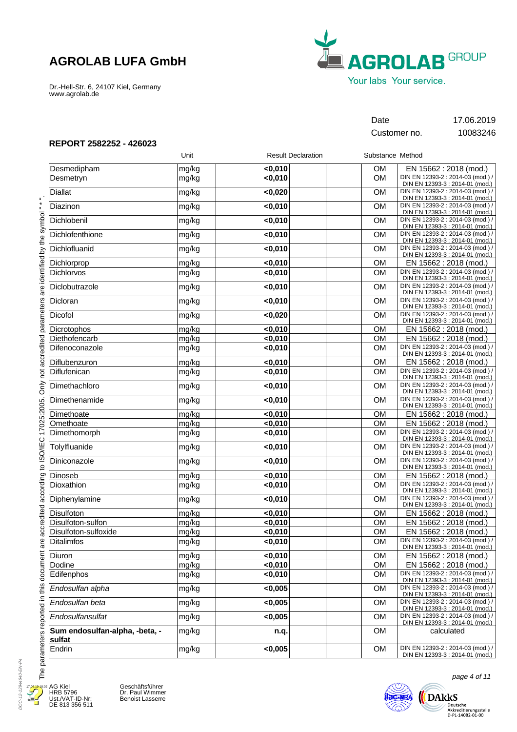**AGROLAB LUFA GmbH**

Dr.-Hell-Str. 6, 24107 Kiel, Germany
www.agrolab.de

| Date | 17.06.2019 |
|---|---|
| Customer no. | 10083246 |

**REPORT 2582252 - 426023**

| | Unit | Result | | Declaration | Substance | Method |
|---|---|---|---|---|---|---|
| Desmedipham | mg/kg | **<0,010** | | | OM | EN 15662 : 2018 (mod.) |
| Desmetryn | mg/kg | **<0,010** | | | OM | DIN EN 12393-2 : 2014-03 (mod.) / DIN EN 12393-3 : 2014-01 (mod.) |
| Diallat | mg/kg | **<0,020** | | | OM | DIN EN 12393-2 : 2014-03 (mod.) / DIN EN 12393-3 : 2014-01 (mod.) |
| Diazinon | mg/kg | **<0,010** | | | OM | DIN EN 12393-2 : 2014-03 (mod.) / DIN EN 12393-3 : 2014-01 (mod.) |
| Dichlobenil | mg/kg | **<0,010** | | | OM | DIN EN 12393-2 : 2014-03 (mod.) / DIN EN 12393-3 : 2014-01 (mod.) |
| Dichlofenthione | mg/kg | **<0,010** | | | OM | DIN EN 12393-2 : 2014-03 (mod.) / DIN EN 12393-3 : 2014-01 (mod.) |
| Dichlofluanid | mg/kg | **<0,010** | | | OM | DIN EN 12393-2 : 2014-03 (mod.) / DIN EN 12393-3 : 2014-01 (mod.) |
| Dichlorprop | mg/kg | **<0,010** | | | OM | EN 15662 : 2018 (mod.) |
| Dichlorvos | mg/kg | **<0,010** | | | OM | DIN EN 12393-2 : 2014-03 (mod.) / DIN EN 12393-3 : 2014-01 (mod.) |
| Diclobutrazole | mg/kg | **<0,010** | | | OM | DIN EN 12393-2 : 2014-03 (mod.) / DIN EN 12393-3 : 2014-01 (mod.) |
| Dicloran | mg/kg | **<0,010** | | | OM | DIN EN 12393-2 : 2014-03 (mod.) / DIN EN 12393-3 : 2014-01 (mod.) |
| Dicofol | mg/kg | **<0,020** | | | OM | DIN EN 12393-2 : 2014-03 (mod.) / DIN EN 12393-3 : 2014-01 (mod.) |
| Dicrotophos | mg/kg | **<0,010** | | | OM | EN 15662 : 2018 (mod.) |
| Diethofencarb | mg/kg | **<0,010** | | | OM | EN 15662 : 2018 (mod.) |
| Difenoconazole | mg/kg | **<0,010** | | | OM | DIN EN 12393-2 : 2014-03 (mod.) / DIN EN 12393-3 : 2014-01 (mod.) |
| Diflubenzuron | mg/kg | **<0,010** | | | OM | EN 15662 : 2018 (mod.) |
| Diflufenican | mg/kg | **<0,010** | | | OM | DIN EN 12393-2 : 2014-03 (mod.) / DIN EN 12393-3 : 2014-01 (mod.) |
| Dimethachloro | mg/kg | **<0,010** | | | OM | DIN EN 12393-2 : 2014-03 (mod.) / DIN EN 12393-3 : 2014-01 (mod.) |
| Dimethenamide | mg/kg | **<0,010** | | | OM | DIN EN 12393-2 : 2014-03 (mod.) / DIN EN 12393-3 : 2014-01 (mod.) |
| Dimethoate | mg/kg | **<0,010** | | | OM | EN 15662 : 2018 (mod.) |
| Omethoate | mg/kg | **<0,010** | | | OM | EN 15662 : 2018 (mod.) |
| Dimethomorph | mg/kg | **<0,010** | | | OM | DIN EN 12393-2 : 2014-03 (mod.) / DIN EN 12393-3 : 2014-01 (mod.) |
| Tolylfluanide | mg/kg | **<0,010** | | | OM | DIN EN 12393-2 : 2014-03 (mod.) / DIN EN 12393-3 : 2014-01 (mod.) |
| Diniconazole | mg/kg | **<0,010** | | | OM | DIN EN 12393-2 : 2014-03 (mod.) / DIN EN 12393-3 : 2014-01 (mod.) |
| Dinoseb | mg/kg | **<0,010** | | | OM | EN 15662 : 2018 (mod.) |
| Dioxathion | mg/kg | **<0,010** | | | OM | DIN EN 12393-2 : 2014-03 (mod.) / DIN EN 12393-3 : 2014-01 (mod.) |
| Diphenylamine | mg/kg | **<0,010** | | | OM | DIN EN 12393-2 : 2014-03 (mod.) / DIN EN 12393-3 : 2014-01 (mod.) |
| Disulfoton | mg/kg | **<0,010** | | | OM | EN 15662 : 2018 (mod.) |
| Disulfoton-sulfon | mg/kg | **<0,010** | | | OM | EN 15662 : 2018 (mod.) |
| Disulfoton-sulfoxide | mg/kg | **<0,010** | | | OM | EN 15662 : 2018 (mod.) |
| Ditalimfos | mg/kg | **<0,010** | | | OM | DIN EN 12393-2 : 2014-03 (mod.) / DIN EN 12393-3 : 2014-01 (mod.) |
| Diuron | mg/kg | **<0,010** | | | OM | EN 15662 : 2018 (mod.) |
| Dodine | mg/kg | **<0,010** | | | OM | EN 15662 : 2018 (mod.) |
| Edifenphos | mg/kg | **<0,010** | | | OM | DIN EN 12393-2 : 2014-03 (mod.) / DIN EN 12393-3 : 2014-01 (mod.) |
| *Endosulfan alpha* | mg/kg | **<0,005** | | | OM | DIN EN 12393-2 : 2014-03 (mod.) / DIN EN 12393-3 : 2014-01 (mod.) |
| *Endosulfan beta* | mg/kg | **<0,005** | | | OM | DIN EN 12393-2 : 2014-03 (mod.) / DIN EN 12393-3 : 2014-01 (mod.) |
| *Endosulfansulfat* | mg/kg | **<0,005** | | | OM | DIN EN 12393-2 : 2014-03 (mod.) / DIN EN 12393-3 : 2014-01 (mod.) |
| **Sum endosulfan-alpha, -beta, -sulfat** | mg/kg | **n.q.** | | | OM | calculated |
| Endrin | mg/kg | **<0,005** | | | OM | DIN EN 12393-2 : 2014-03 (mod.) / DIN EN 12393-3 : 2014-01 (mod.) |

The parameters reported in this document are accredited according to ISO/IEC 17025:2005. Only not accredited parameters are identified by the symbol " * ".

AG Kiel
HRB 5796
Ust./VAT-ID-Nr:
DE 813 356 511

Geschäftsführer
Dr. Paul Wimmer
Benoist Lasserre

DAkkS Deutsche Akkreditierungsstelle D-PL-14082-01-00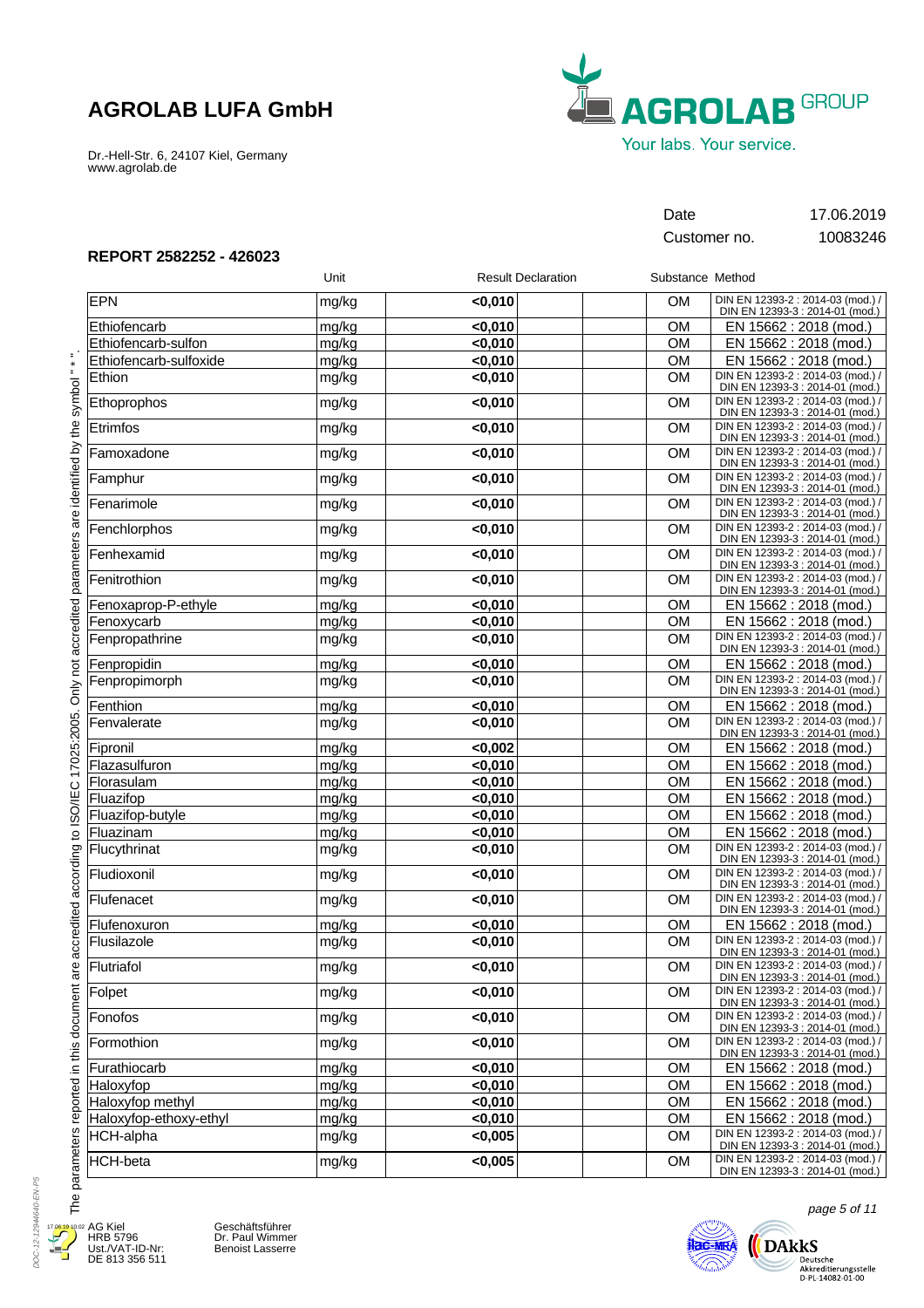# AGROLAB LUFA GmbH

Dr.-Hell-Str. 6, 24107 Kiel, Germany
www.agrolab.de

| | |
|---|---|
| Date | 17.06.2019 |
| Customer no. | 10083246 |

## REPORT 2582252 - 426023

| | Unit | Result | Declaration | | Substance | Method |
|---|---|---|---|---|---|---|
| EPN | mg/kg | <0,010 | | | OM | DIN EN 12393-2 : 2014-03 (mod.) / DIN EN 12393-3 : 2014-01 (mod.) |
| Ethiofencarb | mg/kg | <0,010 | | | OM | EN 15662 : 2018 (mod.) |
| Ethiofencarb-sulfon | mg/kg | <0,010 | | | OM | EN 15662 : 2018 (mod.) |
| Ethiofencarb-sulfoxide | mg/kg | <0,010 | | | OM | EN 15662 : 2018 (mod.) |
| Ethion | mg/kg | <0,010 | | | OM | DIN EN 12393-2 : 2014-03 (mod.) / DIN EN 12393-3 : 2014-01 (mod.) |
| Ethoprophos | mg/kg | <0,010 | | | OM | DIN EN 12393-2 : 2014-03 (mod.) / DIN EN 12393-3 : 2014-01 (mod.) |
| Etrimfos | mg/kg | <0,010 | | | OM | DIN EN 12393-2 : 2014-03 (mod.) / DIN EN 12393-3 : 2014-01 (mod.) |
| Famoxadone | mg/kg | <0,010 | | | OM | DIN EN 12393-2 : 2014-03 (mod.) / DIN EN 12393-3 : 2014-01 (mod.) |
| Famphur | mg/kg | <0,010 | | | OM | DIN EN 12393-2 : 2014-03 (mod.) / DIN EN 12393-3 : 2014-01 (mod.) |
| Fenarimole | mg/kg | <0,010 | | | OM | DIN EN 12393-2 : 2014-03 (mod.) / DIN EN 12393-3 : 2014-01 (mod.) |
| Fenchlorphos | mg/kg | <0,010 | | | OM | DIN EN 12393-2 : 2014-03 (mod.) / DIN EN 12393-3 : 2014-01 (mod.) |
| Fenhexamid | mg/kg | <0,010 | | | OM | DIN EN 12393-2 : 2014-03 (mod.) / DIN EN 12393-3 : 2014-01 (mod.) |
| Fenitrothion | mg/kg | <0,010 | | | OM | DIN EN 12393-2 : 2014-03 (mod.) / DIN EN 12393-3 : 2014-01 (mod.) |
| Fenoxaprop-P-ethyle | mg/kg | <0,010 | | | OM | EN 15662 : 2018 (mod.) |
| Fenoxycarb | mg/kg | <0,010 | | | OM | EN 15662 : 2018 (mod.) |
| Fenpropathrine | mg/kg | <0,010 | | | OM | DIN EN 12393-2 : 2014-03 (mod.) / DIN EN 12393-3 : 2014-01 (mod.) |
| Fenpropidin | mg/kg | <0,010 | | | OM | EN 15662 : 2018 (mod.) |
| Fenpropimorph | mg/kg | <0,010 | | | OM | DIN EN 12393-2 : 2014-03 (mod.) / DIN EN 12393-3 : 2014-01 (mod.) |
| Fenthion | mg/kg | <0,010 | | | OM | EN 15662 : 2018 (mod.) |
| Fenvalerate | mg/kg | <0,010 | | | OM | DIN EN 12393-2 : 2014-03 (mod.) / DIN EN 12393-3 : 2014-01 (mod.) |
| Fipronil | mg/kg | <0,002 | | | OM | EN 15662 : 2018 (mod.) |
| Flazasulfuron | mg/kg | <0,010 | | | OM | EN 15662 : 2018 (mod.) |
| Florasulam | mg/kg | <0,010 | | | OM | EN 15662 : 2018 (mod.) |
| Fluazifop | mg/kg | <0,010 | | | OM | EN 15662 : 2018 (mod.) |
| Fluazifop-butyle | mg/kg | <0,010 | | | OM | EN 15662 : 2018 (mod.) |
| Fluazinam | mg/kg | <0,010 | | | OM | EN 15662 : 2018 (mod.) |
| Flucythrinat | mg/kg | <0,010 | | | OM | DIN EN 12393-2 : 2014-03 (mod.) / DIN EN 12393-3 : 2014-01 (mod.) |
| Fludioxonil | mg/kg | <0,010 | | | OM | DIN EN 12393-2 : 2014-03 (mod.) / DIN EN 12393-3 : 2014-01 (mod.) |
| Flufenacet | mg/kg | <0,010 | | | OM | DIN EN 12393-2 : 2014-03 (mod.) / DIN EN 12393-3 : 2014-01 (mod.) |
| Flufenoxuron | mg/kg | <0,010 | | | OM | EN 15662 : 2018 (mod.) |
| Flusilazole | mg/kg | <0,010 | | | OM | DIN EN 12393-2 : 2014-03 (mod.) / DIN EN 12393-3 : 2014-01 (mod.) |
| Flutriafol | mg/kg | <0,010 | | | OM | DIN EN 12393-2 : 2014-03 (mod.) / DIN EN 12393-3 : 2014-01 (mod.) |
| Folpet | mg/kg | <0,010 | | | OM | DIN EN 12393-2 : 2014-03 (mod.) / DIN EN 12393-3 : 2014-01 (mod.) |
| Fonofos | mg/kg | <0,010 | | | OM | DIN EN 12393-2 : 2014-03 (mod.) / DIN EN 12393-3 : 2014-01 (mod.) |
| Formothion | mg/kg | <0,010 | | | OM | DIN EN 12393-2 : 2014-03 (mod.) / DIN EN 12393-3 : 2014-01 (mod.) |
| Furathiocarb | mg/kg | <0,010 | | | OM | EN 15662 : 2018 (mod.) |
| Haloxyfop | mg/kg | <0,010 | | | OM | EN 15662 : 2018 (mod.) |
| Haloxyfop methyl | mg/kg | <0,010 | | | OM | EN 15662 : 2018 (mod.) |
| Haloxyfop-ethoxy-ethyl | mg/kg | <0,010 | | | OM | EN 15662 : 2018 (mod.) |
| HCH-alpha | mg/kg | <0,005 | | | OM | DIN EN 12393-2 : 2014-03 (mod.) / DIN EN 12393-3 : 2014-01 (mod.) |
| HCH-beta | mg/kg | <0,005 | | | OM | DIN EN 12393-2 : 2014-03 (mod.) / DIN EN 12393-3 : 2014-01 (mod.) |

The parameters reported in this document are accredited according to ISO/IEC 17025:2005. Only not accredited parameters are identified by the symbol " * ".

AG Kiel
HRB 5796
Ust./VAT-ID-Nr:
DE 813 356 511

Geschäftsführer
Dr. Paul Wimmer
Benoist Lasserre

DAkkS Deutsche Akkreditierungsstelle D-PL-14082-01-00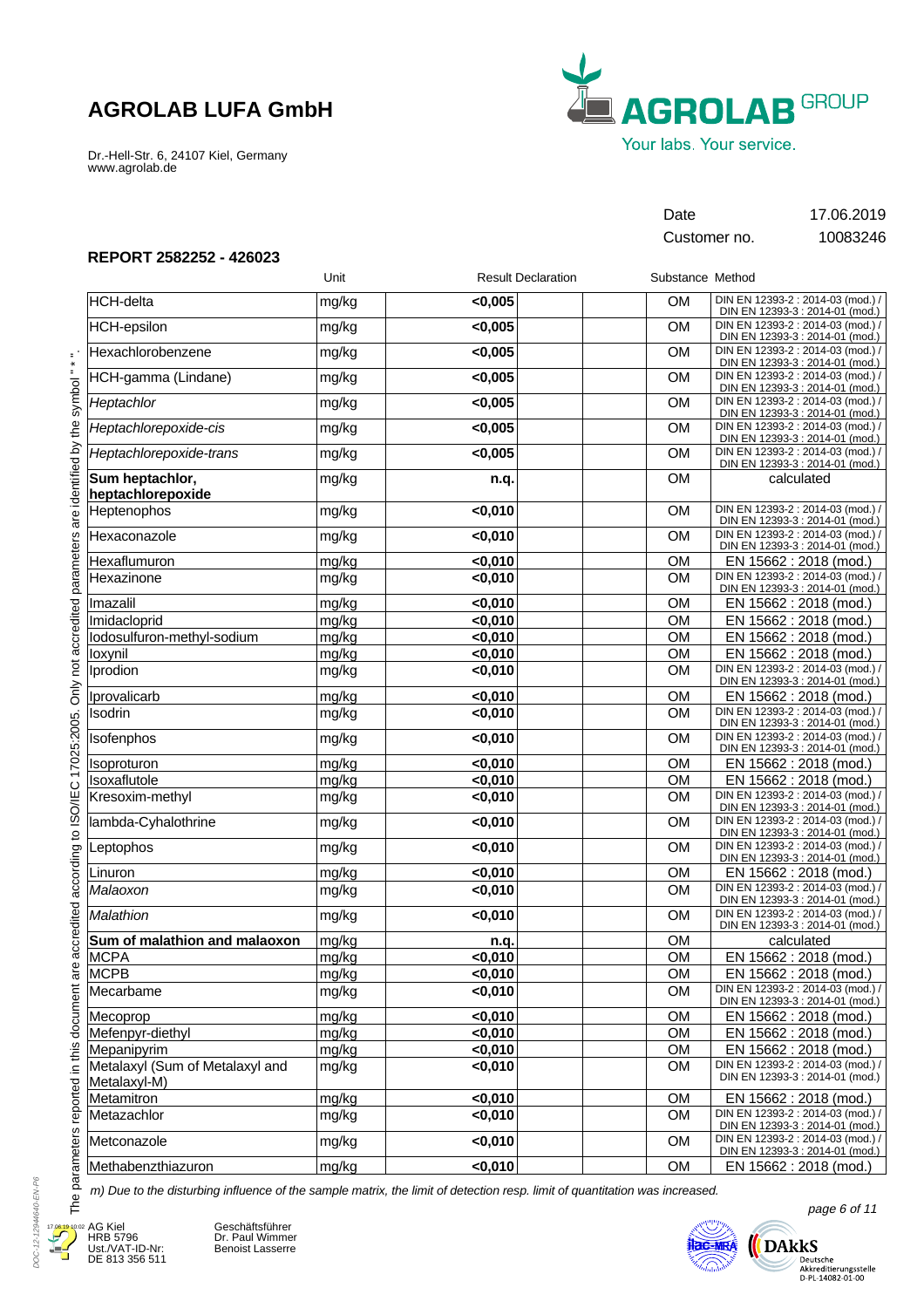**AGROLAB LUFA GmbH**

Dr.-Hell-Str. 6, 24107 Kiel, Germany
www.agrolab.de

| Date | 17.06.2019 |
|---|---|
| Customer no. | 10083246 |

**REPORT 2582252 - 426023**

| | Unit | Result | Declaration | Substance | Method |
|---|---|---|---|---|---|
| HCH-delta | mg/kg | <0,005 | | OM | DIN EN 12393-2 : 2014-03 (mod.) / DIN EN 12393-3 : 2014-01 (mod.) |
| HCH-epsilon | mg/kg | <0,005 | | OM | DIN EN 12393-2 : 2014-03 (mod.) / DIN EN 12393-3 : 2014-01 (mod.) |
| Hexachlorobenzene | mg/kg | <0,005 | | OM | DIN EN 12393-2 : 2014-03 (mod.) / DIN EN 12393-3 : 2014-01 (mod.) |
| HCH-gamma (Lindane) | mg/kg | <0,005 | | OM | DIN EN 12393-2 : 2014-03 (mod.) / DIN EN 12393-3 : 2014-01 (mod.) |
| *Heptachlor* | mg/kg | <0,005 | | OM | DIN EN 12393-2 : 2014-03 (mod.) / DIN EN 12393-3 : 2014-01 (mod.) |
| *Heptachlorepoxide-cis* | mg/kg | <0,005 | | OM | DIN EN 12393-2 : 2014-03 (mod.) / DIN EN 12393-3 : 2014-01 (mod.) |
| *Heptachlorepoxide-trans* | mg/kg | <0,005 | | OM | DIN EN 12393-2 : 2014-03 (mod.) / DIN EN 12393-3 : 2014-01 (mod.) |
| **Sum heptachlor, heptachlorepoxide** | mg/kg | n.q. | | OM | calculated |
| Heptenophos | mg/kg | <0,010 | | OM | DIN EN 12393-2 : 2014-03 (mod.) / DIN EN 12393-3 : 2014-01 (mod.) |
| Hexaconazole | mg/kg | <0,010 | | OM | DIN EN 12393-2 : 2014-03 (mod.) / DIN EN 12393-3 : 2014-01 (mod.) |
| Hexaflumuron | mg/kg | <0,010 | | OM | EN 15662 : 2018 (mod.) |
| Hexazinone | mg/kg | <0,010 | | OM | DIN EN 12393-2 : 2014-03 (mod.) / DIN EN 12393-3 : 2014-01 (mod.) |
| Imazalil | mg/kg | <0,010 | | OM | EN 15662 : 2018 (mod.) |
| Imidacloprid | mg/kg | <0,010 | | OM | EN 15662 : 2018 (mod.) |
| Iodosulfuron-methyl-sodium | mg/kg | <0,010 | | OM | EN 15662 : 2018 (mod.) |
| Ioxynil | mg/kg | <0,010 | | OM | EN 15662 : 2018 (mod.) |
| Iprodion | mg/kg | <0,010 | | OM | DIN EN 12393-2 : 2014-03 (mod.) / DIN EN 12393-3 : 2014-01 (mod.) |
| Iprovalicarb | mg/kg | <0,010 | | OM | EN 15662 : 2018 (mod.) |
| Isodrin | mg/kg | <0,010 | | OM | DIN EN 12393-2 : 2014-03 (mod.) / DIN EN 12393-3 : 2014-01 (mod.) |
| Isofenphos | mg/kg | <0,010 | | OM | DIN EN 12393-2 : 2014-03 (mod.) / DIN EN 12393-3 : 2014-01 (mod.) |
| Isoproturon | mg/kg | <0,010 | | OM | EN 15662 : 2018 (mod.) |
| Isoxaflutole | mg/kg | <0,010 | | OM | EN 15662 : 2018 (mod.) |
| Kresoxim-methyl | mg/kg | <0,010 | | OM | DIN EN 12393-2 : 2014-03 (mod.) / DIN EN 12393-3 : 2014-01 (mod.) |
| lambda-Cyhalothrine | mg/kg | <0,010 | | OM | DIN EN 12393-2 : 2014-03 (mod.) / DIN EN 12393-3 : 2014-01 (mod.) |
| Leptophos | mg/kg | <0,010 | | OM | DIN EN 12393-2 : 2014-03 (mod.) / DIN EN 12393-3 : 2014-01 (mod.) |
| Linuron | mg/kg | <0,010 | | OM | EN 15662 : 2018 (mod.) |
| *Malaoxon* | mg/kg | <0,010 | | OM | DIN EN 12393-2 : 2014-03 (mod.) / DIN EN 12393-3 : 2014-01 (mod.) |
| *Malathion* | mg/kg | <0,010 | | OM | DIN EN 12393-2 : 2014-03 (mod.) / DIN EN 12393-3 : 2014-01 (mod.) |
| **Sum of malathion and malaoxon** | mg/kg | n.q. | | OM | calculated |
| MCPA | mg/kg | <0,010 | | OM | EN 15662 : 2018 (mod.) |
| MCPB | mg/kg | <0,010 | | OM | EN 15662 : 2018 (mod.) |
| Mecarbame | mg/kg | <0,010 | | OM | DIN EN 12393-2 : 2014-03 (mod.) / DIN EN 12393-3 : 2014-01 (mod.) |
| Mecoprop | mg/kg | <0,010 | | OM | EN 15662 : 2018 (mod.) |
| Mefenpyr-diethyl | mg/kg | <0,010 | | OM | EN 15662 : 2018 (mod.) |
| Mepanipyrim | mg/kg | <0,010 | | OM | EN 15662 : 2018 (mod.) |
| Metalaxyl (Sum of Metalaxyl and Metalaxyl-M) | mg/kg | <0,010 | | OM | DIN EN 12393-2 : 2014-03 (mod.) / DIN EN 12393-3 : 2014-01 (mod.) |
| Metamitron | mg/kg | <0,010 | | OM | EN 15662 : 2018 (mod.) |
| Metazachlor | mg/kg | <0,010 | | OM | DIN EN 12393-2 : 2014-03 (mod.) / DIN EN 12393-3 : 2014-01 (mod.) |
| Metconazole | mg/kg | <0,010 | | OM | DIN EN 12393-2 : 2014-03 (mod.) / DIN EN 12393-3 : 2014-01 (mod.) |
| Methabenzthiazuron | mg/kg | <0,010 | | OM | EN 15662 : 2018 (mod.) |

*m) Due to the disturbing influence of the sample matrix, the limit of detection resp. limit of quantitation was increased.*

The parameters reported in this document are accredited according to ISO/IEC 17025:2005. Only not accredited parameters are identified by the symbol " * ".

AG Kiel
HRB 5796
Ust./VAT-ID-Nr:
DE 813 356 511

Geschäftsführer
Dr. Paul Wimmer
Benoist Lasserre

Deutsche Akkreditierungsstelle
D-PL-14082-01-00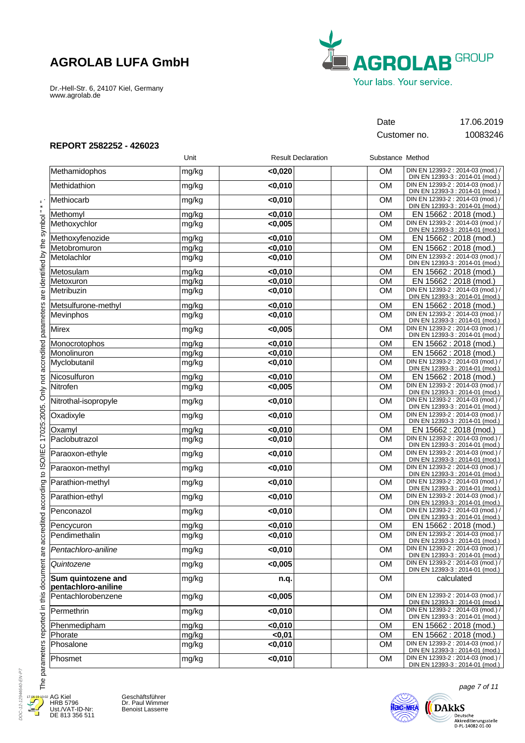# AGROLAB LUFA GmbH

Dr.-Hell-Str. 6, 24107 Kiel, Germany
www.agrolab.de

Date 17.06.2019
Customer no. 10083246

## REPORT 2582252 - 426023

| | Unit | Result | Declaration | | Substance | Method |
|---|---|---|---|---|---|---|
| Methamidophos | mg/kg | <0,020 | | | OM | DIN EN 12393-2 : 2014-03 (mod.) / DIN EN 12393-3 : 2014-01 (mod.) |
| Methidathion | mg/kg | <0,010 | | | OM | DIN EN 12393-2 : 2014-03 (mod.) / DIN EN 12393-3 : 2014-01 (mod.) |
| Methiocarb | mg/kg | <0,010 | | | OM | DIN EN 12393-2 : 2014-03 (mod.) / DIN EN 12393-3 : 2014-01 (mod.) |
| Methomyl | mg/kg | <0,010 | | | OM | EN 15662 : 2018 (mod.) |
| Methoxychlor | mg/kg | <0,005 | | | OM | DIN EN 12393-2 : 2014-03 (mod.) / DIN EN 12393-3 : 2014-01 (mod.) |
| Methoxyfenozide | mg/kg | <0,010 | | | OM | EN 15662 : 2018 (mod.) |
| Metobromuron | mg/kg | <0,010 | | | OM | EN 15662 : 2018 (mod.) |
| Metolachlor | mg/kg | <0,010 | | | OM | DIN EN 12393-2 : 2014-03 (mod.) / DIN EN 12393-3 : 2014-01 (mod.) |
| Metosulam | mg/kg | <0,010 | | | OM | EN 15662 : 2018 (mod.) |
| Metoxuron | mg/kg | <0,010 | | | OM | EN 15662 : 2018 (mod.) |
| Metribuzin | mg/kg | <0,010 | | | OM | DIN EN 12393-2 : 2014-03 (mod.) / DIN EN 12393-3 : 2014-01 (mod.) |
| Metsulfurone-methyl | mg/kg | <0,010 | | | OM | EN 15662 : 2018 (mod.) |
| Mevinphos | mg/kg | <0,010 | | | OM | DIN EN 12393-2 : 2014-03 (mod.) / DIN EN 12393-3 : 2014-01 (mod.) |
| Mirex | mg/kg | <0,005 | | | OM | DIN EN 12393-2 : 2014-03 (mod.) / DIN EN 12393-3 : 2014-01 (mod.) |
| Monocrotophos | mg/kg | <0,010 | | | OM | EN 15662 : 2018 (mod.) |
| Monolinuron | mg/kg | <0,010 | | | OM | EN 15662 : 2018 (mod.) |
| Myclobutanil | mg/kg | <0,010 | | | OM | DIN EN 12393-2 : 2014-03 (mod.) / DIN EN 12393-3 : 2014-01 (mod.) |
| Nicosulfuron | mg/kg | <0,010 | | | OM | EN 15662 : 2018 (mod.) |
| Nitrofen | mg/kg | <0,005 | | | OM | DIN EN 12393-2 : 2014-03 (mod.) / DIN EN 12393-3 : 2014-01 (mod.) |
| Nitrothal-isopropyle | mg/kg | <0,010 | | | OM | DIN EN 12393-2 : 2014-03 (mod.) / DIN EN 12393-3 : 2014-01 (mod.) |
| Oxadixyle | mg/kg | <0,010 | | | OM | DIN EN 12393-2 : 2014-03 (mod.) / DIN EN 12393-3 : 2014-01 (mod.) |
| Oxamyl | mg/kg | <0,010 | | | OM | EN 15662 : 2018 (mod.) |
| Paclobutrazol | mg/kg | <0,010 | | | OM | DIN EN 12393-2 : 2014-03 (mod.) / DIN EN 12393-3 : 2014-01 (mod.) |
| Paraoxon-ethyle | mg/kg | <0,010 | | | OM | DIN EN 12393-2 : 2014-03 (mod.) / DIN EN 12393-3 : 2014-01 (mod.) |
| Paraoxon-methyl | mg/kg | <0,010 | | | OM | DIN EN 12393-2 : 2014-03 (mod.) / DIN EN 12393-3 : 2014-01 (mod.) |
| Parathion-methyl | mg/kg | <0,010 | | | OM | DIN EN 12393-2 : 2014-03 (mod.) / DIN EN 12393-3 : 2014-01 (mod.) |
| Parathion-ethyl | mg/kg | <0,010 | | | OM | DIN EN 12393-2 : 2014-03 (mod.) / DIN EN 12393-3 : 2014-01 (mod.) |
| Penconazol | mg/kg | <0,010 | | | OM | DIN EN 12393-2 : 2014-03 (mod.) / DIN EN 12393-3 : 2014-01 (mod.) |
| Pencycuron | mg/kg | <0,010 | | | OM | EN 15662 : 2018 (mod.) |
| Pendimethalin | mg/kg | <0,010 | | | OM | DIN EN 12393-2 : 2014-03 (mod.) / DIN EN 12393-3 : 2014-01 (mod.) |
| *Pentachloro-aniline* | mg/kg | <0,010 | | | OM | DIN EN 12393-2 : 2014-03 (mod.) / DIN EN 12393-3 : 2014-01 (mod.) |
| *Quintozene* | mg/kg | <0,005 | | | OM | DIN EN 12393-2 : 2014-03 (mod.) / DIN EN 12393-3 : 2014-01 (mod.) |
| **Sum quintozene and pentachloro-aniline** | mg/kg | n.q. | | | OM | calculated |
| Pentachlorobenzene | mg/kg | <0,005 | | | OM | DIN EN 12393-2 : 2014-03 (mod.) / DIN EN 12393-3 : 2014-01 (mod.) |
| Permethrin | mg/kg | <0,010 | | | OM | DIN EN 12393-2 : 2014-03 (mod.) / DIN EN 12393-3 : 2014-01 (mod.) |
| Phenmedipham | mg/kg | <0,010 | | | OM | EN 15662 : 2018 (mod.) |
| Phorate | mg/kg | <0,01 | | | OM | EN 15662 : 2018 (mod.) |
| Phosalone | mg/kg | <0,010 | | | OM | DIN EN 12393-2 : 2014-03 (mod.) / DIN EN 12393-3 : 2014-01 (mod.) |
| Phosmet | mg/kg | <0,010 | | | OM | DIN EN 12393-2 : 2014-03 (mod.) / DIN EN 12393-3 : 2014-01 (mod.) |

The parameters reported in this document are accredited according to ISO/IEC 17025:2005. Only not accredited parameters are identified by the symbol " * ".

AG Kiel
HRB 5796
Ust./VAT-ID-Nr:
DE 813 356 511

Geschäftsführer
Dr. Paul Wimmer
Benoist Lasserre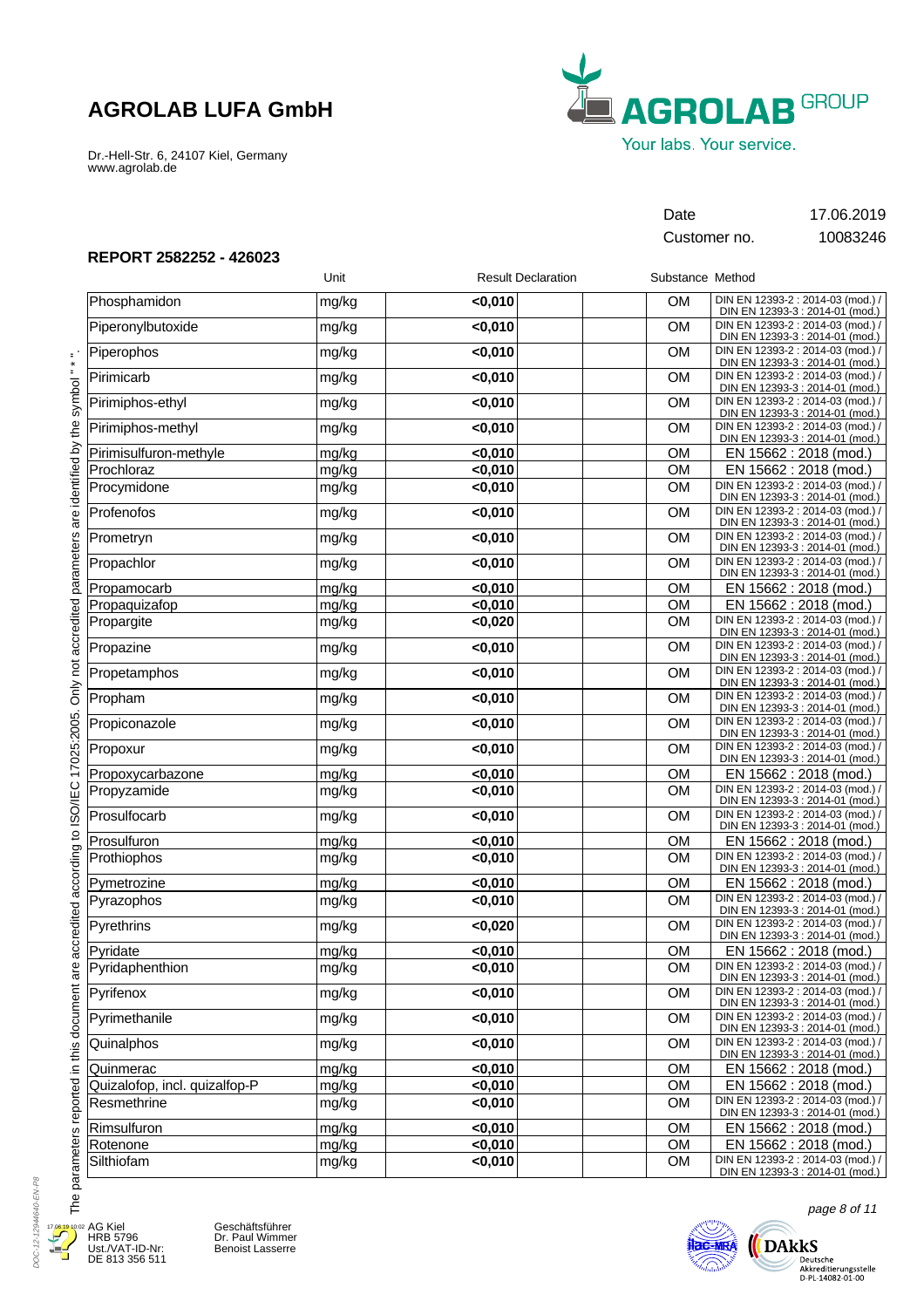# AGROLAB LUFA GmbH

Dr.-Hell-Str. 6, 24107 Kiel, Germany
www.agrolab.de

Date 17.06.2019
Customer no. 10083246

## REPORT 2582252 - 426023

| | Unit | Result | Declaration | | Substance | Method |
|---|---|---|---|---|---|---|
| Phosphamidon | mg/kg | <0,010 | | | OM | DIN EN 12393-2 : 2014-03 (mod.) / DIN EN 12393-3 : 2014-01 (mod.) |
| Piperonylbutoxide | mg/kg | <0,010 | | | OM | DIN EN 12393-2 : 2014-03 (mod.) / DIN EN 12393-3 : 2014-01 (mod.) |
| Piperophos | mg/kg | <0,010 | | | OM | DIN EN 12393-2 : 2014-03 (mod.) / DIN EN 12393-3 : 2014-01 (mod.) |
| Pirimicarb | mg/kg | <0,010 | | | OM | DIN EN 12393-2 : 2014-03 (mod.) / DIN EN 12393-3 : 2014-01 (mod.) |
| Pirimiphos-ethyl | mg/kg | <0,010 | | | OM | DIN EN 12393-2 : 2014-03 (mod.) / DIN EN 12393-3 : 2014-01 (mod.) |
| Pirimiphos-methyl | mg/kg | <0,010 | | | OM | DIN EN 12393-2 : 2014-03 (mod.) / DIN EN 12393-3 : 2014-01 (mod.) |
| Pirimisulfuron-methyle | mg/kg | <0,010 | | | OM | EN 15662 : 2018 (mod.) |
| Prochloraz | mg/kg | <0,010 | | | OM | EN 15662 : 2018 (mod.) |
| Procymidone | mg/kg | <0,010 | | | OM | DIN EN 12393-2 : 2014-03 (mod.) / DIN EN 12393-3 : 2014-01 (mod.) |
| Profenofos | mg/kg | <0,010 | | | OM | DIN EN 12393-2 : 2014-03 (mod.) / DIN EN 12393-3 : 2014-01 (mod.) |
| Prometryn | mg/kg | <0,010 | | | OM | DIN EN 12393-2 : 2014-03 (mod.) / DIN EN 12393-3 : 2014-01 (mod.) |
| Propachlor | mg/kg | <0,010 | | | OM | DIN EN 12393-2 : 2014-03 (mod.) / DIN EN 12393-3 : 2014-01 (mod.) |
| Propamocarb | mg/kg | <0,010 | | | OM | EN 15662 : 2018 (mod.) |
| Propaquizafop | mg/kg | <0,010 | | | OM | EN 15662 : 2018 (mod.) |
| Propargite | mg/kg | <0,020 | | | OM | DIN EN 12393-2 : 2014-03 (mod.) / DIN EN 12393-3 : 2014-01 (mod.) |
| Propazine | mg/kg | <0,010 | | | OM | DIN EN 12393-2 : 2014-03 (mod.) / DIN EN 12393-3 : 2014-01 (mod.) |
| Propetamphos | mg/kg | <0,010 | | | OM | DIN EN 12393-2 : 2014-03 (mod.) / DIN EN 12393-3 : 2014-01 (mod.) |
| Propham | mg/kg | <0,010 | | | OM | DIN EN 12393-2 : 2014-03 (mod.) / DIN EN 12393-3 : 2014-01 (mod.) |
| Propiconazole | mg/kg | <0,010 | | | OM | DIN EN 12393-2 : 2014-03 (mod.) / DIN EN 12393-3 : 2014-01 (mod.) |
| Propoxur | mg/kg | <0,010 | | | OM | DIN EN 12393-2 : 2014-03 (mod.) / DIN EN 12393-3 : 2014-01 (mod.) |
| Propoxycarbazone | mg/kg | <0,010 | | | OM | EN 15662 : 2018 (mod.) |
| Propyzamide | mg/kg | <0,010 | | | OM | DIN EN 12393-2 : 2014-03 (mod.) / DIN EN 12393-3 : 2014-01 (mod.) |
| Prosulfocarb | mg/kg | <0,010 | | | OM | DIN EN 12393-2 : 2014-03 (mod.) / DIN EN 12393-3 : 2014-01 (mod.) |
| Prosulfuron | mg/kg | <0,010 | | | OM | EN 15662 : 2018 (mod.) |
| Prothiophos | mg/kg | <0,010 | | | OM | DIN EN 12393-2 : 2014-03 (mod.) / DIN EN 12393-3 : 2014-01 (mod.) |
| Pymetrozine | mg/kg | <0,010 | | | OM | EN 15662 : 2018 (mod.) |
| Pyrazophos | mg/kg | <0,010 | | | OM | DIN EN 12393-2 : 2014-03 (mod.) / DIN EN 12393-3 : 2014-01 (mod.) |
| Pyrethrins | mg/kg | <0,020 | | | OM | DIN EN 12393-2 : 2014-03 (mod.) / DIN EN 12393-3 : 2014-01 (mod.) |
| Pyridate | mg/kg | <0,010 | | | OM | EN 15662 : 2018 (mod.) |
| Pyridaphenthion | mg/kg | <0,010 | | | OM | DIN EN 12393-2 : 2014-03 (mod.) / DIN EN 12393-3 : 2014-01 (mod.) |
| Pyrifenox | mg/kg | <0,010 | | | OM | DIN EN 12393-2 : 2014-03 (mod.) / DIN EN 12393-3 : 2014-01 (mod.) |
| Pyrimethanile | mg/kg | <0,010 | | | OM | DIN EN 12393-2 : 2014-03 (mod.) / DIN EN 12393-3 : 2014-01 (mod.) |
| Quinalphos | mg/kg | <0,010 | | | OM | DIN EN 12393-2 : 2014-03 (mod.) / DIN EN 12393-3 : 2014-01 (mod.) |
| Quinmerac | mg/kg | <0,010 | | | OM | EN 15662 : 2018 (mod.) |
| Quizalofop, incl. quizalfop-P | mg/kg | <0,010 | | | OM | EN 15662 : 2018 (mod.) |
| Resmethrine | mg/kg | <0,010 | | | OM | DIN EN 12393-2 : 2014-03 (mod.) / DIN EN 12393-3 : 2014-01 (mod.) |
| Rimsulfuron | mg/kg | <0,010 | | | OM | EN 15662 : 2018 (mod.) |
| Rotenone | mg/kg | <0,010 | | | OM | EN 15662 : 2018 (mod.) |
| Silthiofam | mg/kg | <0,010 | | | OM | DIN EN 12393-2 : 2014-03 (mod.) / DIN EN 12393-3 : 2014-01 (mod.) |

The parameters reported in this document are accredited according to ISO/IEC 17025:2005. Only not accredited parameters are identified by the symbol " * ".

AG Kiel
HRB 5796
Ust./VAT-ID-Nr:
DE 813 356 511

Geschäftsführer
Dr. Paul Wimmer
Benoist Lasserre

DAkkS Deutsche Akkreditierungsstelle D-PL-14082-01-00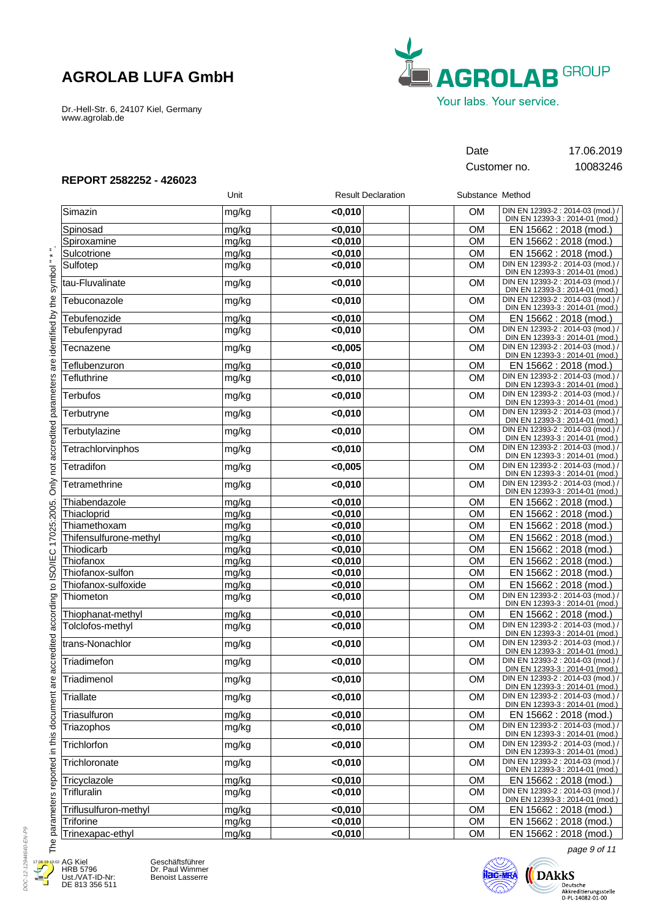# AGROLAB LUFA GmbH

Dr.-Hell-Str. 6, 24107 Kiel, Germany
www.agrolab.de

Date 17.06.2019
Customer no. 10083246

## REPORT 2582252 - 426023

| | Unit | Result | Declaration | Substance | Method |
|---|---|---|---|---|---|
| Simazin | mg/kg | <0,010 | | OM | DIN EN 12393-2 : 2014-03 (mod.) / DIN EN 12393-3 : 2014-01 (mod.) |
| Spinosad | mg/kg | <0,010 | | OM | EN 15662 : 2018 (mod.) |
| Spiroxamine | mg/kg | <0,010 | | OM | EN 15662 : 2018 (mod.) |
| Sulcotrione | mg/kg | <0,010 | | OM | EN 15662 : 2018 (mod.) |
| Sulfotep | mg/kg | <0,010 | | OM | DIN EN 12393-2 : 2014-03 (mod.) / DIN EN 12393-3 : 2014-01 (mod.) |
| tau-Fluvalinate | mg/kg | <0,010 | | OM | DIN EN 12393-2 : 2014-03 (mod.) / DIN EN 12393-3 : 2014-01 (mod.) |
| Tebuconazole | mg/kg | <0,010 | | OM | DIN EN 12393-2 : 2014-03 (mod.) / DIN EN 12393-3 : 2014-01 (mod.) |
| Tebufenozide | mg/kg | <0,010 | | OM | EN 15662 : 2018 (mod.) |
| Tebufenpyrad | mg/kg | <0,010 | | OM | DIN EN 12393-2 : 2014-03 (mod.) / DIN EN 12393-3 : 2014-01 (mod.) |
| Tecnazene | mg/kg | <0,005 | | OM | DIN EN 12393-2 : 2014-03 (mod.) / DIN EN 12393-3 : 2014-01 (mod.) |
| Teflubenzuron | mg/kg | <0,010 | | OM | EN 15662 : 2018 (mod.) |
| Tefluthrine | mg/kg | <0,010 | | OM | DIN EN 12393-2 : 2014-03 (mod.) / DIN EN 12393-3 : 2014-01 (mod.) |
| Terbufos | mg/kg | <0,010 | | OM | DIN EN 12393-2 : 2014-03 (mod.) / DIN EN 12393-3 : 2014-01 (mod.) |
| Terbutryne | mg/kg | <0,010 | | OM | DIN EN 12393-2 : 2014-03 (mod.) / DIN EN 12393-3 : 2014-01 (mod.) |
| Terbutylazine | mg/kg | <0,010 | | OM | DIN EN 12393-2 : 2014-03 (mod.) / DIN EN 12393-3 : 2014-01 (mod.) |
| Tetrachlorvinphos | mg/kg | <0,010 | | OM | DIN EN 12393-2 : 2014-03 (mod.) / DIN EN 12393-3 : 2014-01 (mod.) |
| Tetradifon | mg/kg | <0,005 | | OM | DIN EN 12393-2 : 2014-03 (mod.) / DIN EN 12393-3 : 2014-01 (mod.) |
| Tetramethrine | mg/kg | <0,010 | | OM | DIN EN 12393-2 : 2014-03 (mod.) / DIN EN 12393-3 : 2014-01 (mod.) |
| Thiabendazole | mg/kg | <0,010 | | OM | EN 15662 : 2018 (mod.) |
| Thiacloprid | mg/kg | <0,010 | | OM | EN 15662 : 2018 (mod.) |
| Thiamethoxam | mg/kg | <0,010 | | OM | EN 15662 : 2018 (mod.) |
| Thifensulfurone-methyl | mg/kg | <0,010 | | OM | EN 15662 : 2018 (mod.) |
| Thiodicarb | mg/kg | <0,010 | | OM | EN 15662 : 2018 (mod.) |
| Thiofanox | mg/kg | <0,010 | | OM | EN 15662 : 2018 (mod.) |
| Thiofanox-sulfon | mg/kg | <0,010 | | OM | EN 15662 : 2018 (mod.) |
| Thiofanox-sulfoxide | mg/kg | <0,010 | | OM | EN 15662 : 2018 (mod.) |
| Thiometon | mg/kg | <0,010 | | OM | DIN EN 12393-2 : 2014-03 (mod.) / DIN EN 12393-3 : 2014-01 (mod.) |
| Thiophanat-methyl | mg/kg | <0,010 | | OM | EN 15662 : 2018 (mod.) |
| Tolclofos-methyl | mg/kg | <0,010 | | OM | DIN EN 12393-2 : 2014-03 (mod.) / DIN EN 12393-3 : 2014-01 (mod.) |
| trans-Nonachlor | mg/kg | <0,010 | | OM | DIN EN 12393-2 : 2014-03 (mod.) / DIN EN 12393-3 : 2014-01 (mod.) |
| Triadimefon | mg/kg | <0,010 | | OM | DIN EN 12393-2 : 2014-03 (mod.) / DIN EN 12393-3 : 2014-01 (mod.) |
| Triadimenol | mg/kg | <0,010 | | OM | DIN EN 12393-2 : 2014-03 (mod.) / DIN EN 12393-3 : 2014-01 (mod.) |
| Triallate | mg/kg | <0,010 | | OM | DIN EN 12393-2 : 2014-03 (mod.) / DIN EN 12393-3 : 2014-01 (mod.) |
| Triasulfuron | mg/kg | <0,010 | | OM | EN 15662 : 2018 (mod.) |
| Triazophos | mg/kg | <0,010 | | OM | DIN EN 12393-2 : 2014-03 (mod.) / DIN EN 12393-3 : 2014-01 (mod.) |
| Trichlorfon | mg/kg | <0,010 | | OM | DIN EN 12393-2 : 2014-03 (mod.) / DIN EN 12393-3 : 2014-01 (mod.) |
| Trichloronate | mg/kg | <0,010 | | OM | DIN EN 12393-2 : 2014-03 (mod.) / DIN EN 12393-3 : 2014-01 (mod.) |
| Tricyclazole | mg/kg | <0,010 | | OM | EN 15662 : 2018 (mod.) |
| Trifluralin | mg/kg | <0,010 | | OM | DIN EN 12393-2 : 2014-03 (mod.) / DIN EN 12393-3 : 2014-01 (mod.) |
| Triflusulfuron-methyl | mg/kg | <0,010 | | OM | EN 15662 : 2018 (mod.) |
| Triforine | mg/kg | <0,010 | | OM | EN 15662 : 2018 (mod.) |
| Trinexapac-ethyl | mg/kg | <0,010 | | OM | EN 15662 : 2018 (mod.) |

The parameters reported in this document are accredited according to ISO/IEC 17025:2005. Only not accredited parameters are identified by the symbol " * ".

AG Kiel
HRB 5796
Ust./VAT-ID-Nr:
DE 813 356 511

Geschäftsführer
Dr. Paul Wimmer
Benoist Lasserre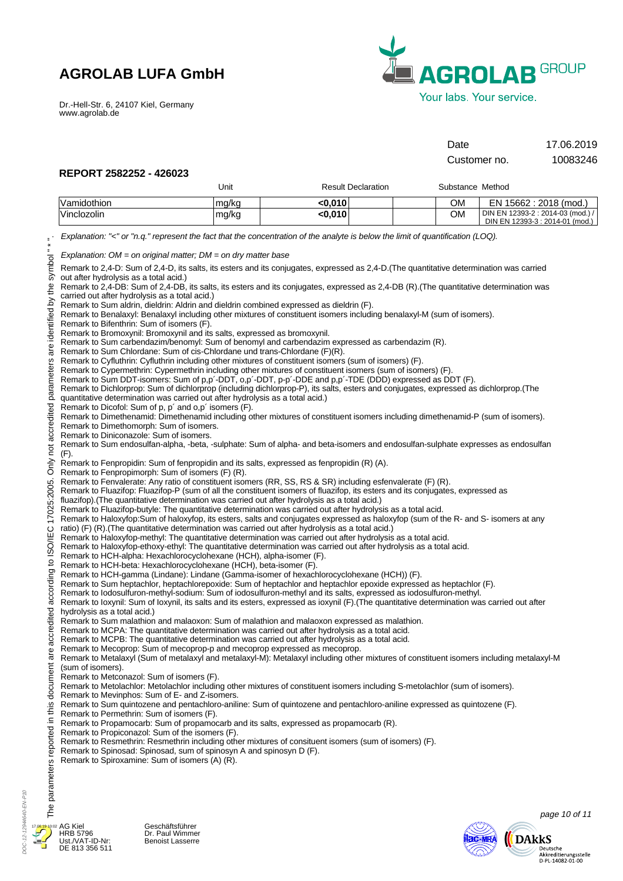# AGROLAB LUFA GmbH

Dr.-Hell-Str. 6, 24107 Kiel, Germany
www.agrolab.de

Date 17.06.2019

Customer no. 10083246

## REPORT 2582252 - 426023

| | Unit | Result | Declaration | | Substance | Method |
|---|---|---|---|---|---|---|
| Vamidothion | mg/kg | <0,010 | | | OM | EN 15662 : 2018 (mod.) |
| Vinclozolin | mg/kg | <0,010 | | | OM | DIN EN 12393-2 : 2014-03 (mod.) / DIN EN 12393-3 : 2014-01 (mod.) |

*Explanation: "<" or "n.q." represent the fact that the concentration of the analyte is below the limit of quantification (LOQ).*

*Explanation: OM = on original matter; DM = on dry matter base*

Remark to 2,4-D: Sum of 2,4-D, its salts, its esters and its conjugates, expressed as 2,4-D.(The quantitative determination was carried out after hydrolysis as a total acid.)
Remark to 2,4-DB: Sum of 2,4-DB, its salts, its esters and its conjugates, expressed as 2,4-DB (R).(The quantitative determination was carried out after hydrolysis as a total acid.)
Remark to Sum aldrin, dieldrin: Aldrin and dieldrin combined expressed as dieldrin (F).
Remark to Benalaxyl: Benalaxyl including other mixtures of constituent isomers including benalaxyl-M (sum of isomers).
Remark to Bifenthrin: Sum of isomers (F).
Remark to Bromoxynil: Bromoxynil and its salts, expressed as bromoxynil.
Remark to Sum carbendazim/benomyl: Sum of benomyl and carbendazim expressed as carbendazim (R).
Remark to Sum Chlordane: Sum of cis-Chlordane und trans-Chlordane (F)(R).
Remark to Cyfluthrin: Cyfluthrin including other mixtures of constituent isomers (sum of isomers) (F).
Remark to Cypermethrin: Cypermethrin including other mixtures of constituent isomers (sum of isomers) (F).
Remark to Sum DDT-isomers: Sum of p,p´-DDT, o,p´-DDT, p-p´-DDE and p,p´-TDE (DDD) expressed as DDT (F).
Remark to Dichlorprop: Sum of dichlorprop (including dichlorprop-P), its salts, esters and conjugates, expressed as dichlorprop.(The quantitative determination was carried out after hydrolysis as a total acid.)
Remark to Dicofol: Sum of p, p´ and o,p´ isomers (F).
Remark to Dimethenamid: Dimethenamid including other mixtures of constituent isomers including dimethenamid-P (sum of isomers).
Remark to Dimethomorph: Sum of isomers.
Remark to Diniconazole: Sum of isomers.
Remark to Sum endosulfan-alpha, -beta, -sulphate: Sum of alpha- and beta-isomers and endosulfan-sulphate expresses as endosulfan (F).
Remark to Fenpropidin: Sum of fenpropidin and its salts, expressed as fenpropidin (R) (A).
Remark to Fenpropimorph: Sum of isomers (F) (R).
Remark to Fenvalerate: Any ratio of constituent isomers (RR, SS, RS & SR) including esfenvalerate (F) (R).
Remark to Fluazifop: Fluazifop-P (sum of all the constituent isomers of fluazifop, its esters and its conjugates, expressed as fluazifop).(The quantitative determination was carried out after hydrolysis as a total acid.)
Remark to Fluazifop-butyle: The quantitative determination was carried out after hydrolysis as a total acid.
Remark to Haloxyfop:Sum of haloxyfop, its esters, salts and conjugates expressed as haloxyfop (sum of the R- and S- isomers at any ratio) (F) (R).(The quantitative determination was carried out after hydrolysis as a total acid.)
Remark to Haloxyfop-methyl: The quantitative determination was carried out after hydrolysis as a total acid.
Remark to Haloxyfop-ethoxy-ethyl: The quantitative determination was carried out after hydrolysis as a total acid.
Remark to HCH-alpha: Hexachlorocyclohexane (HCH), alpha-isomer (F).
Remark to HCH-beta: Hexachlorocyclohexane (HCH), beta-isomer (F).
Remark to HCH-gamma (Lindane): Lindane (Gamma-isomer of hexachlorocyclohexane (HCH)) (F).
Remark to Sum heptachlor, heptachlorepoxide: Sum of heptachlor and heptachlor epoxide expressed as heptachlor (F).
Remark to Iodosulfuron-methyl-sodium: Sum of iodosulfuron-methyl and its salts, expressed as iodosulfuron-methyl.
Remark to Ioxynil: Sum of Ioxynil, its salts and its esters, expressed as ioxynil (F).(The quantitative determination was carried out after hydrolysis as a total acid.)
Remark to Sum malathion and malaoxon: Sum of malathion and malaoxon expressed as malathion.
Remark to MCPA: The quantitative determination was carried out after hydrolysis as a total acid.
Remark to MCPB: The quantitative determination was carried out after hydrolysis as a total acid.
Remark to Mecoprop: Sum of mecoprop-p and mecoprop expressed as mecoprop.
Remark to Metalaxyl (Sum of metalaxyl and metalaxyl-M): Metalaxyl including other mixtures of constituent isomers including metalaxyl-M (sum of isomers).
Remark to Metconazol: Sum of isomers (F).
Remark to Metolachlor: Metolachlor including other mixtures of constituent isomers including S-metolachlor (sum of isomers).
Remark to Mevinphos: Sum of E- and Z-isomers.
Remark to Sum quintozene and pentachloro-aniline: Sum of quintozene and pentachloro-aniline expressed as quintozene (F).
Remark to Permethrin: Sum of isomers (F).
Remark to Propamocarb: Sum of propamocarb and its salts, expressed as propamocarb (R).
Remark to Propiconazol: Sum of the isomers (F).
Remark to Resmethrin: Resmethrin including other mixtures of consituent isomers (sum of isomers) (F).
Remark to Spinosad: Spinosad, sum of spinosyn A and spinosyn D (F).
Remark to Spiroxamine: Sum of isomers (A) (R).

The parameters reported in this document are accredited according to ISO/IEC 17025:2005. Only not accredited parameters are identified by the symbol " * ".

AG Kiel
HRB 5796
Ust./VAT-ID-Nr:
DE 813 356 511

Geschäftsführer
Dr. Paul Wimmer
Benoist Lasserre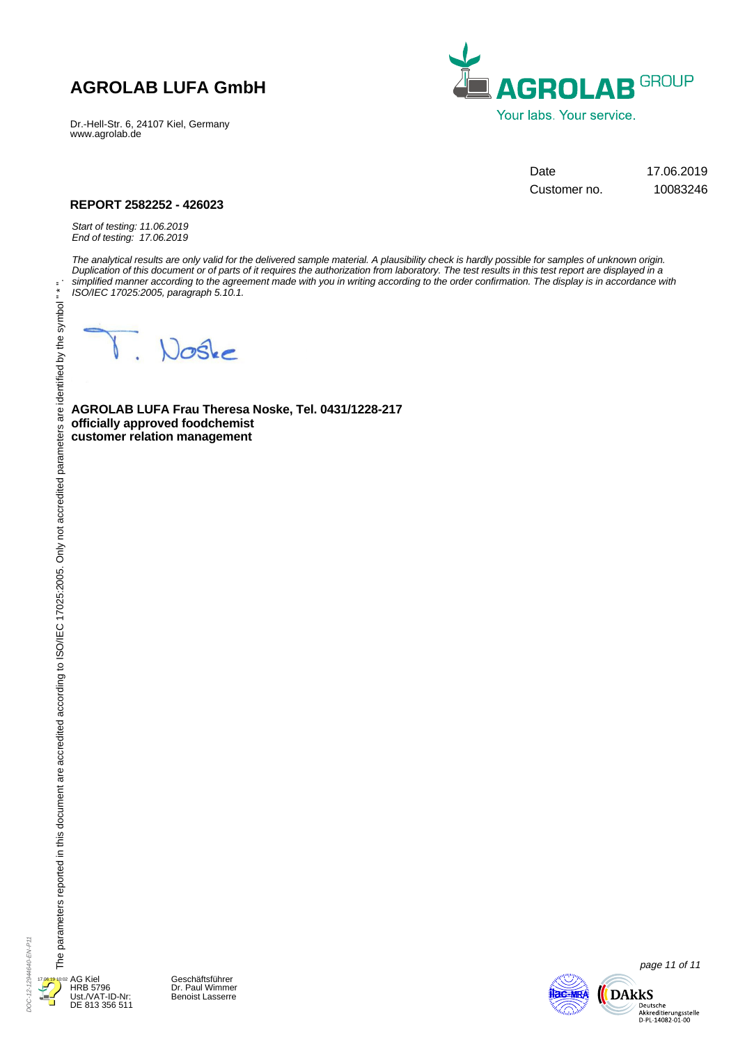## AGROLAB LUFA GmbH

Dr.-Hell-Str. 6, 24107 Kiel, Germany
www.agrolab.de

| | |
|---|---|
| Date | 17.06.2019 |
| Customer no. | 10083246 |

**REPORT 2582252 - 426023**

*Start of testing: 11.06.2019*
*End of testing: 17.06.2019*

*The analytical results are only valid for the delivered sample material. A plausibility check is hardly possible for samples of unknown origin. Duplication of this document or of parts of it requires the authorization from laboratory. The test results in this test report are displayed in a simplified manner according to the agreement made with you in writing according to the order confirmation. The display is in accordance with ISO/IEC 17025:2005, paragraph 5.10.1.*

T. Noske

**AGROLAB LUFA Frau Theresa Noske, Tel. 0431/1228-217**
**officially approved foodchemist**
**customer relation management**

The parameters reported in this document are accredited according to ISO/IEC 17025:2005. Only not accredited parameters are identified by the symbol " * ".

AG Kiel
HRB 5796
Ust./VAT-ID-Nr:
DE 813 356 511

Geschäftsführer
Dr. Paul Wimmer
Benoist Lasserre

Deutsche Akkreditierungsstelle
D-PL-14082-01-00